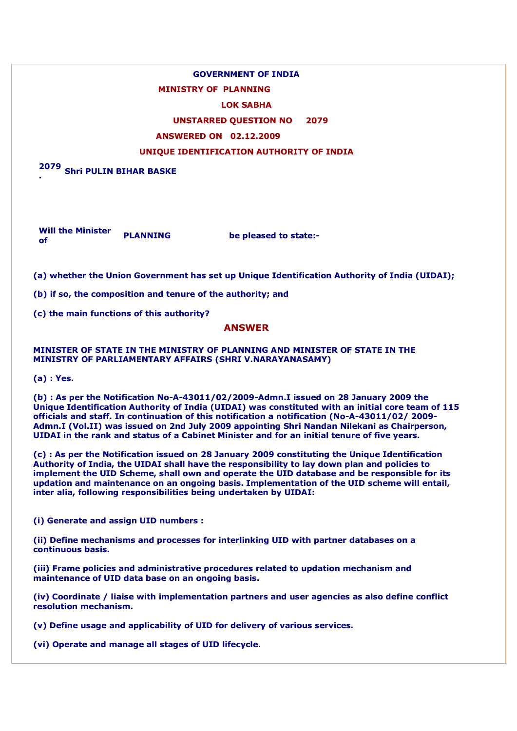**GOVERNMENT OF INDIA**

**MINISTRY OF PLANNING**

**LOK SABHA**

**UNSTARRED QUESTION NO 2079**

**ANSWERED ON 02.12.2009**

**UNIQUE IDENTIFICATION AUTHORITY OF INDIA**

**2079 . Shri PULIN BIHAR BASKE**

**Will the Minister of PLANNING be pleased to state:-**

**(a) whether the Union Government has set up Unique Identification Authority of India (UIDAI);**

**(b) if so, the composition and tenure of the authority; and**

**(c) the main functions of this authority?**

## ANSWER

**MINISTER OF STATE IN THE MINISTRY OF PLANNING AND MINISTER OF STATE IN THE MINISTRY OF PARLIAMENTARY AFFAIRS (SHRI V.NARAYANASAMY)**

**(a) : Yes.**

**(b) : As per the Notification No-A-43011/02/2009-Admn.I issued on 28 January 2009 the Unique Identification Authority of India (UIDAI) was constituted with an initial core team of 115 officials and staff. In continuation of this notification a notification (No-A-43011/02/ 2009-Admn.I (Vol.II) was issued on 2nd July 2009 appointing Shri Nandan Nilekani as Chairperson, UIDAI in the rank and status of a Cabinet Minister and for an initial tenure of five years.**

**(c) : As per the Notification issued on 28 January 2009 constituting the Unique Identification Authority of India, the UIDAI shall have the responsibility to lay down plan and policies to implement the UID Scheme, shall own and operate the UID database and be responsible for its updation and maintenance on an ongoing basis. Implementation of the UID scheme will entail, inter alia, following responsibilities being undertaken by UIDAI:**

**(i) Generate and assign UID numbers :**

**(ii) Define mechanisms and processes for interlinking UID with partner databases on a continuous basis.**

**(iii) Frame policies and administrative procedures related to updation mechanism and maintenance of UID data base on an ongoing basis.**

**(iv) Coordinate / liaise with implementation partners and user agencies as also define conflict resolution mechanism.**

**(v) Define usage and applicability of UID for delivery of various services.**

**(vi) Operate and manage all stages of UID lifecycle.**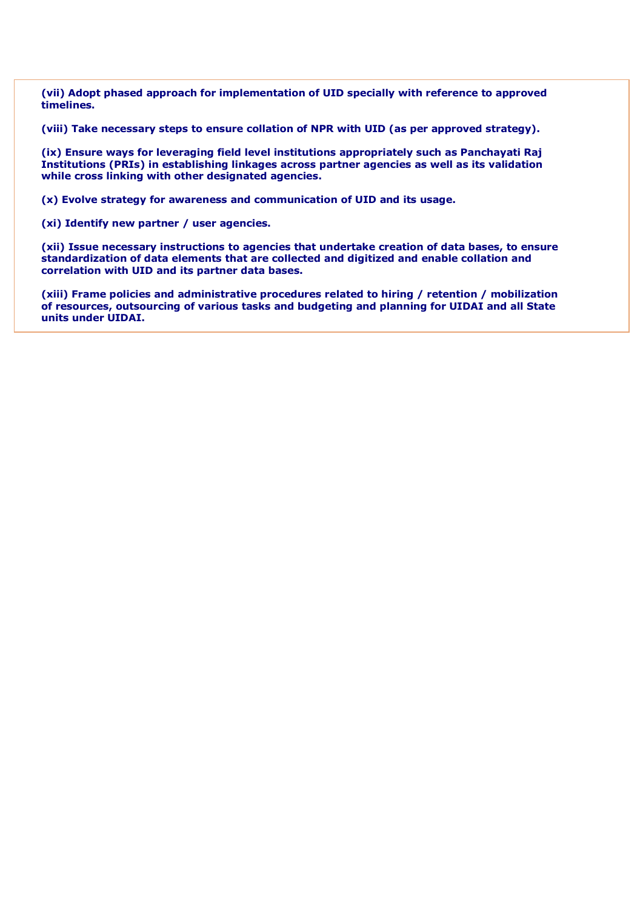**(vii) Adopt phased approach for implementation of UID specially with reference to approved timelines.**

**(viii) Take necessary steps to ensure collation of NPR with UID (as per approved strategy).**

**(ix) Ensure ways for leveraging field level institutions appropriately such as Panchayati Raj Institutions (PRIs) in establishing linkages across partner agencies as well as its validation while cross linking with other designated agencies.**

**(x) Evolve strategy for awareness and communication of UID and its usage.**

**(xi) Identify new partner / user agencies.**

**(xii) Issue necessary instructions to agencies that undertake creation of data bases, to ensure standardization of data elements that are collected and digitized and enable collation and correlation with UID and its partner data bases.**

**(xiii) Frame policies and administrative procedures related to hiring / retention / mobilization of resources, outsourcing of various tasks and budgeting and planning for UIDAI and all State units under UIDAI.**